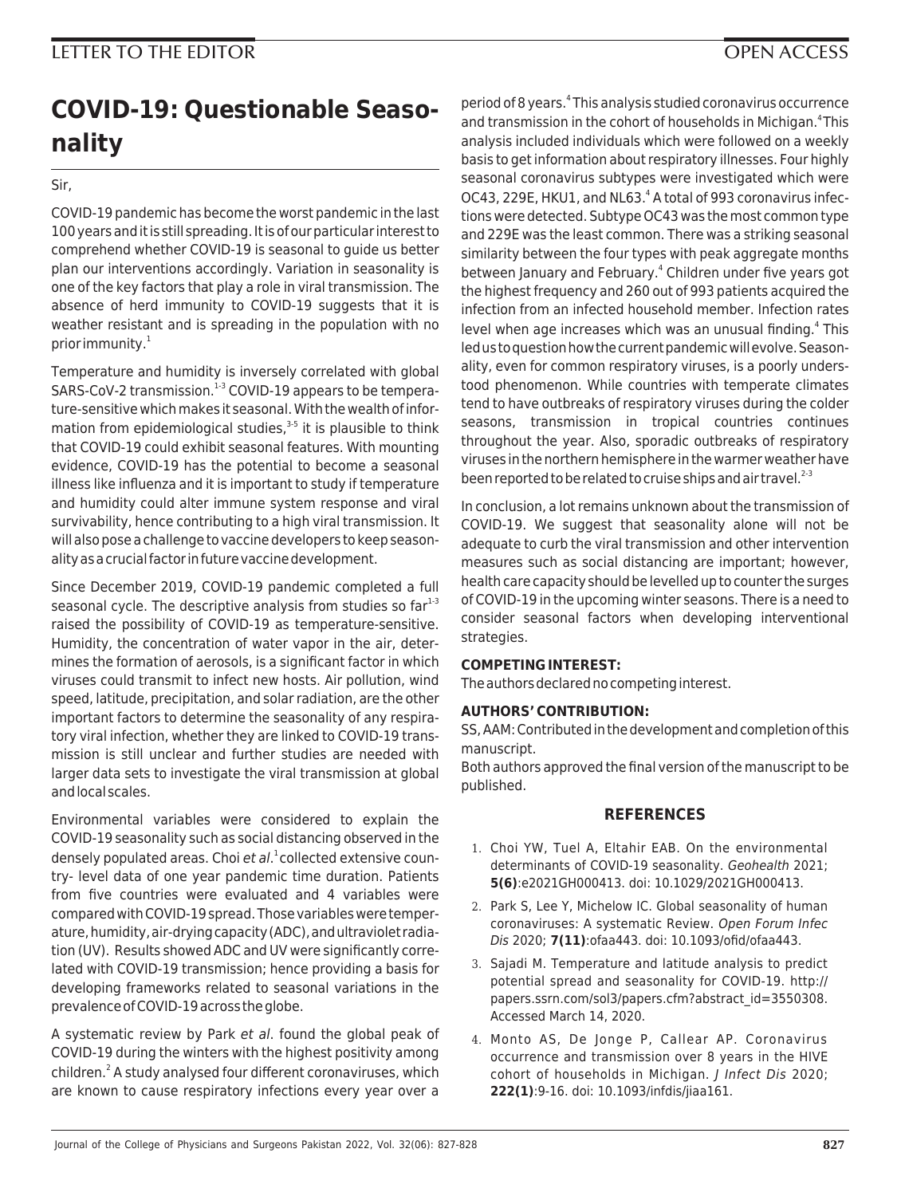LETTER TO THE EDITOR

OPEN ACCESS

# COVID-19: Questionable Seasonality

Sir,

COVID-19 pandemic has become the worst pandemic in the last 100 years and it is still spreading. It is of our particular interest to comprehend whether COVID-19 is seasonal to guide us better plan our interventions accordingly. Variation in seasonality is one of the key factors that play a role in viral transmission. The absence of herd immunity to COVID-19 suggests that it is weather resistant and is spreading in the population with no prior immunity.[1]

Temperature and humidity is inversely correlated with global SARS-CoV-2 transmission.[1-3] COVID-19 appears to be temperature-sensitive which makes it seasonal. With the wealth of information from epidemiological studies,[3-5] it is plausible to think that COVID-19 could exhibit seasonal features. With mounting evidence, COVID-19 has the potential to become a seasonal illness like influenza and it is important to study if temperature and humidity could alter immune system response and viral survivability, hence contributing to a high viral transmission. It will also pose a challenge to vaccine developers to keep seasonality as a crucial factor in future vaccine development.

Since December 2019, COVID-19 pandemic completed a full seasonal cycle. The descriptive analysis from studies so far[1-3] raised the possibility of COVID-19 as temperature-sensitive. Humidity, the concentration of water vapor in the air, determines the formation of aerosols, is a significant factor in which viruses could transmit to infect new hosts. Air pollution, wind speed, latitude, precipitation, and solar radiation, are the other important factors to determine the seasonality of any respiratory viral infection, whether they are linked to COVID-19 transmission is still unclear and further studies are needed with larger data sets to investigate the viral transmission at global and local scales.

Environmental variables were considered to explain the COVID-19 seasonality such as social distancing observed in the densely populated areas. Choi *et al*.[1] collected extensive country- level data of one year pandemic time duration. Patients from five countries were evaluated and 4 variables were compared with COVID-19 spread. Those variables were temperature, humidity, air-drying capacity (ADC), and ultraviolet radiation (UV). Results showed ADC and UV were significantly correlated with COVID-19 transmission; hence providing a basis for developing frameworks related to seasonal variations in the prevalence of COVID-19 across the globe.

A systematic review by Park *et al*. found the global peak of COVID-19 during the winters with the highest positivity among children.[2] A study analysed four different coronaviruses, which are known to cause respiratory infections every year over a period of 8 years.[4] This analysis studied coronavirus occurrence and transmission in the cohort of households in Michigan.[4] This analysis included individuals which were followed on a weekly basis to get information about respiratory illnesses. Four highly seasonal coronavirus subtypes were investigated which were OC43, 229E, HKU1, and NL63.[4] A total of 993 coronavirus infections were detected. Subtype OC43 was the most common type and 229E was the least common. There was a striking seasonal similarity between the four types with peak aggregate months between January and February.[4] Children under five years got the highest frequency and 260 out of 993 patients acquired the infection from an infected household member. Infection rates level when age increases which was an unusual finding.[4] This led us to question how the current pandemic will evolve. Seasonality, even for common respiratory viruses, is a poorly understood phenomenon. While countries with temperate climates tend to have outbreaks of respiratory viruses during the colder seasons, transmission in tropical countries continues throughout the year. Also, sporadic outbreaks of respiratory viruses in the northern hemisphere in the warmer weather have been reported to be related to cruise ships and air travel.[2-3]

In conclusion, a lot remains unknown about the transmission of COVID-19. We suggest that seasonality alone will not be adequate to curb the viral transmission and other intervention measures such as social distancing are important; however, health care capacity should be levelled up to counter the surges of COVID-19 in the upcoming winter seasons. There is a need to consider seasonal factors when developing interventional strategies.

**COMPETING INTEREST:**

The authors declared no competing interest.

**AUTHORS' CONTRIBUTION:**

SS, AAM: Contributed in the development and completion of this manuscript.

Both authors approved the final version of the manuscript to be published.

## REFERENCES

1. Choi YW, Tuel A, Eltahir EAB. On the environmental determinants of COVID-19 seasonality. *Geohealth* 2021; **5(6)**:e2021GH000413. doi: 10.1029/2021GH000413.
2. Park S, Lee Y, Michelow IC. Global seasonality of human coronaviruses: A systematic Review. *Open Forum Infec Dis* 2020; **7(11)**:ofaa443. doi: 10.1093/ofid/ofaa443.
3. Sajadi M. Temperature and latitude analysis to predict potential spread and seasonality for COVID-19. http://papers.ssrn.com/sol3/papers.cfm?abstract_id=3550308. Accessed March 14, 2020.
4. Monto AS, De Jonge P, Callear AP. Coronavirus occurrence and transmission over 8 years in the HIVE cohort of households in Michigan. *J Infect Dis* 2020; **222(1)**:9-16. doi: 10.1093/infdis/jiaa161.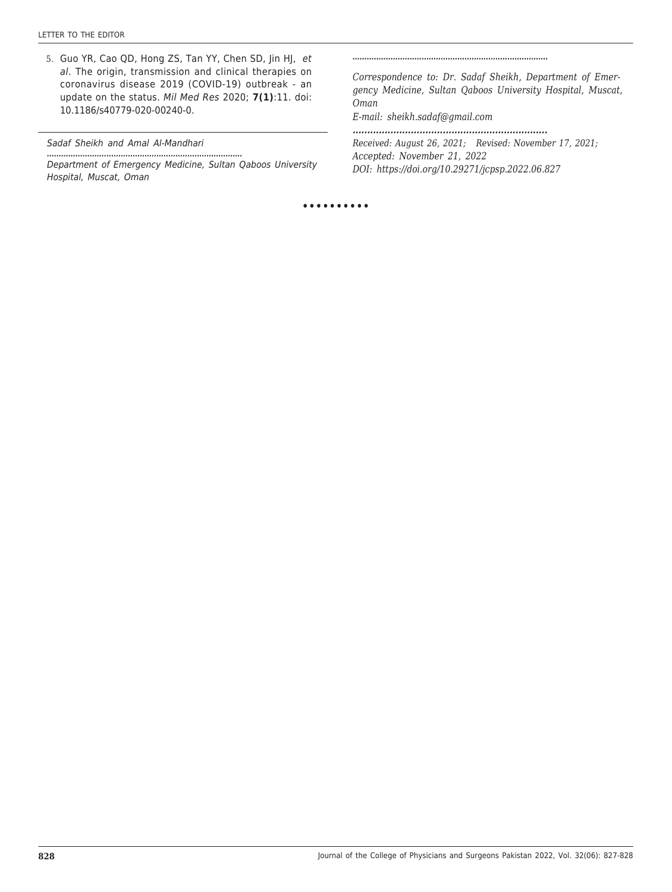5. Guo YR, Cao QD, Hong ZS, Tan YY, Chen SD, Jin HJ, *et al*. The origin, transmission and clinical therapies on coronavirus disease 2019 (COVID-19) outbreak - an update on the status. *Mil Med Res* 2020; **7(1)**:11. doi: 10.1186/s40779-020-00240-0.

---

*Sadaf Sheikh and Amal Al-Mandhari*

*Department of Emergency Medicine, Sultan Qaboos University Hospital, Muscat, Oman*

*Correspondence to: Dr. Sadaf Sheikh, Department of Emergency Medicine, Sultan Qaboos University Hospital, Muscat, Oman*

*E-mail: sheikh.sadaf@gmail.com*

*Received: August 26, 2021; Revised: November 17, 2021; Accepted: November 21, 2022*

*DOI: https://doi.org/10.29271/jcpsp.2022.06.827*